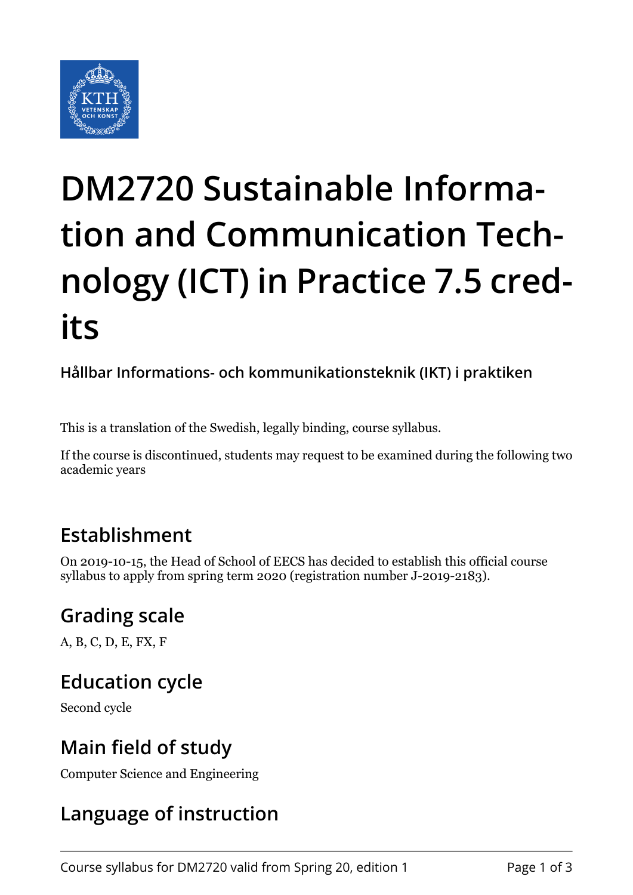# DM2720 Sustainable Information and Communication Technology (ICT) in Practice 7.5 credits

## Hållbar Informations- och kommunikationsteknik (IKT) i praktiken

This is a translation of the Swedish, legally binding, course syllabus.

If the course is discontinued, students may request to be examined during the following two academic years

## Establishment

On 2019-10-15, the Head of School of EECS has decided to establish this official course syllabus to apply from spring term 2020 (registration number J-2019-2183).

## Grading scale

A, B, C, D, E, FX, F

## Education cycle

Second cycle

## Main field of study

Computer Science and Engineering

## Language of instruction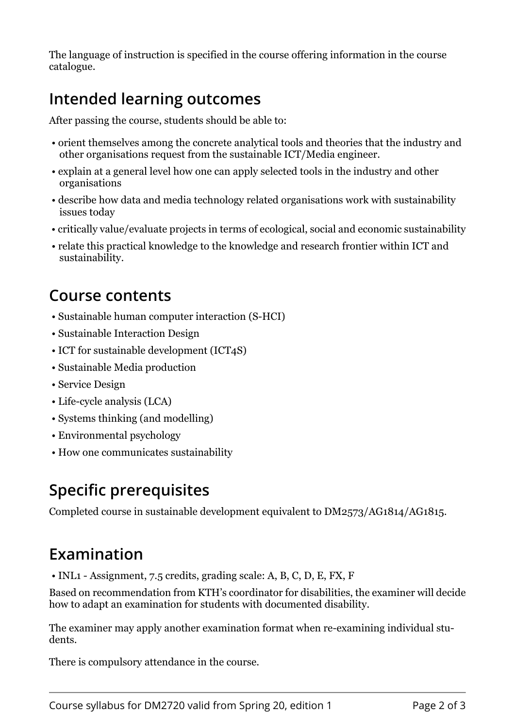The language of instruction is specified in the course offering information in the course catalogue.

## Intended learning outcomes

After passing the course, students should be able to:

- orient themselves among the concrete analytical tools and theories that the industry and other organisations request from the sustainable ICT/Media engineer.
- explain at a general level how one can apply selected tools in the industry and other organisations
- describe how data and media technology related organisations work with sustainability issues today
- critically value/evaluate projects in terms of ecological, social and economic sustainability
- relate this practical knowledge to the knowledge and research frontier within ICT and sustainability.

## Course contents

- Sustainable human computer interaction (S-HCI)
- Sustainable Interaction Design
- ICT for sustainable development (ICT4S)
- Sustainable Media production
- Service Design
- Life-cycle analysis (LCA)
- Systems thinking (and modelling)
- Environmental psychology
- How one communicates sustainability

## Specific prerequisites

Completed course in sustainable development equivalent to DM2573/AG1814/AG1815.

## Examination

- INL1 - Assignment, 7.5 credits, grading scale: A, B, C, D, E, FX, F

Based on recommendation from KTH's coordinator for disabilities, the examiner will decide how to adapt an examination for students with documented disability.

The examiner may apply another examination format when re-examining individual students.

There is compulsory attendance in the course.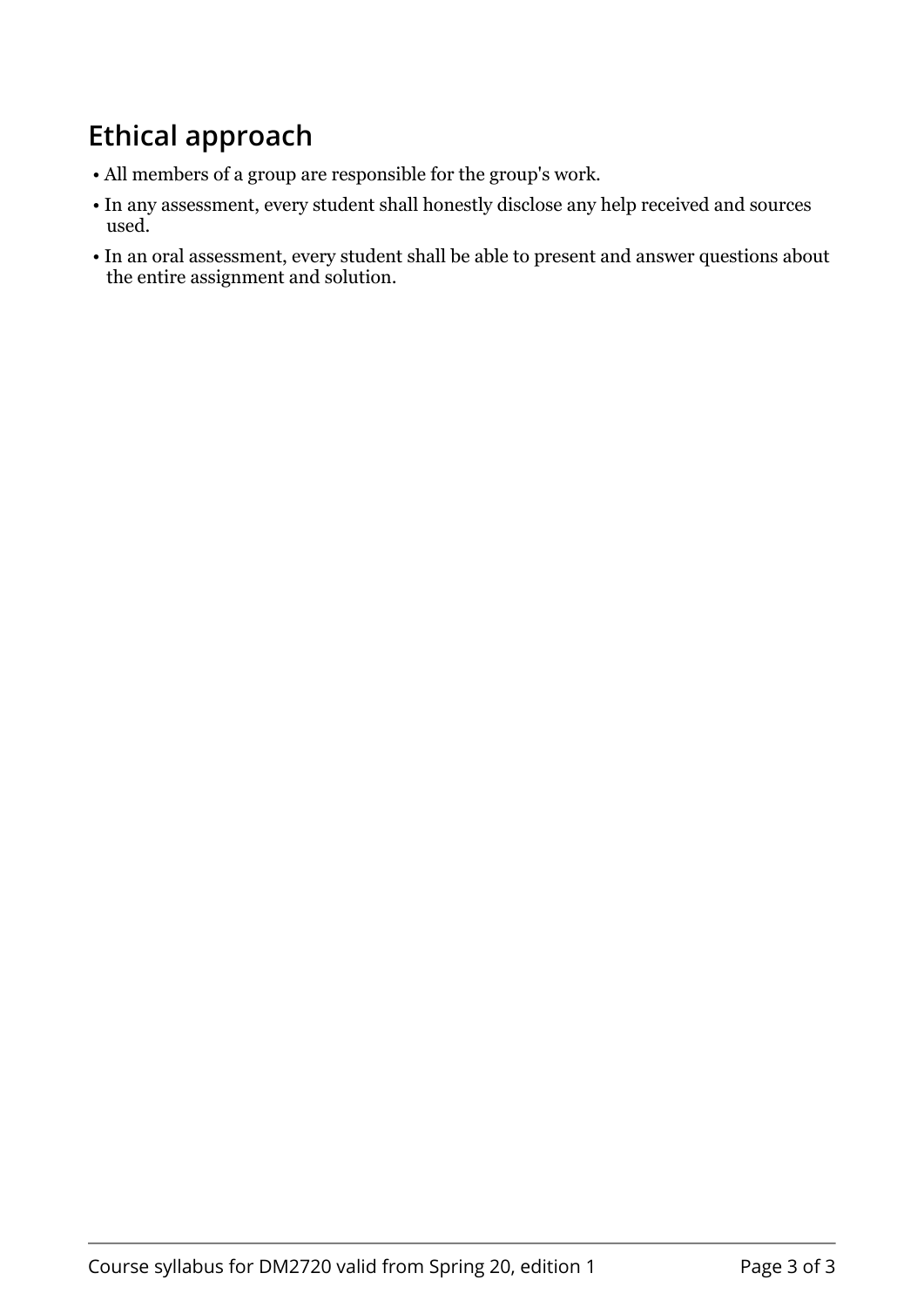## Ethical approach

- All members of a group are responsible for the group's work.
- In any assessment, every student shall honestly disclose any help received and sources used.
- In an oral assessment, every student shall be able to present and answer questions about the entire assignment and solution.